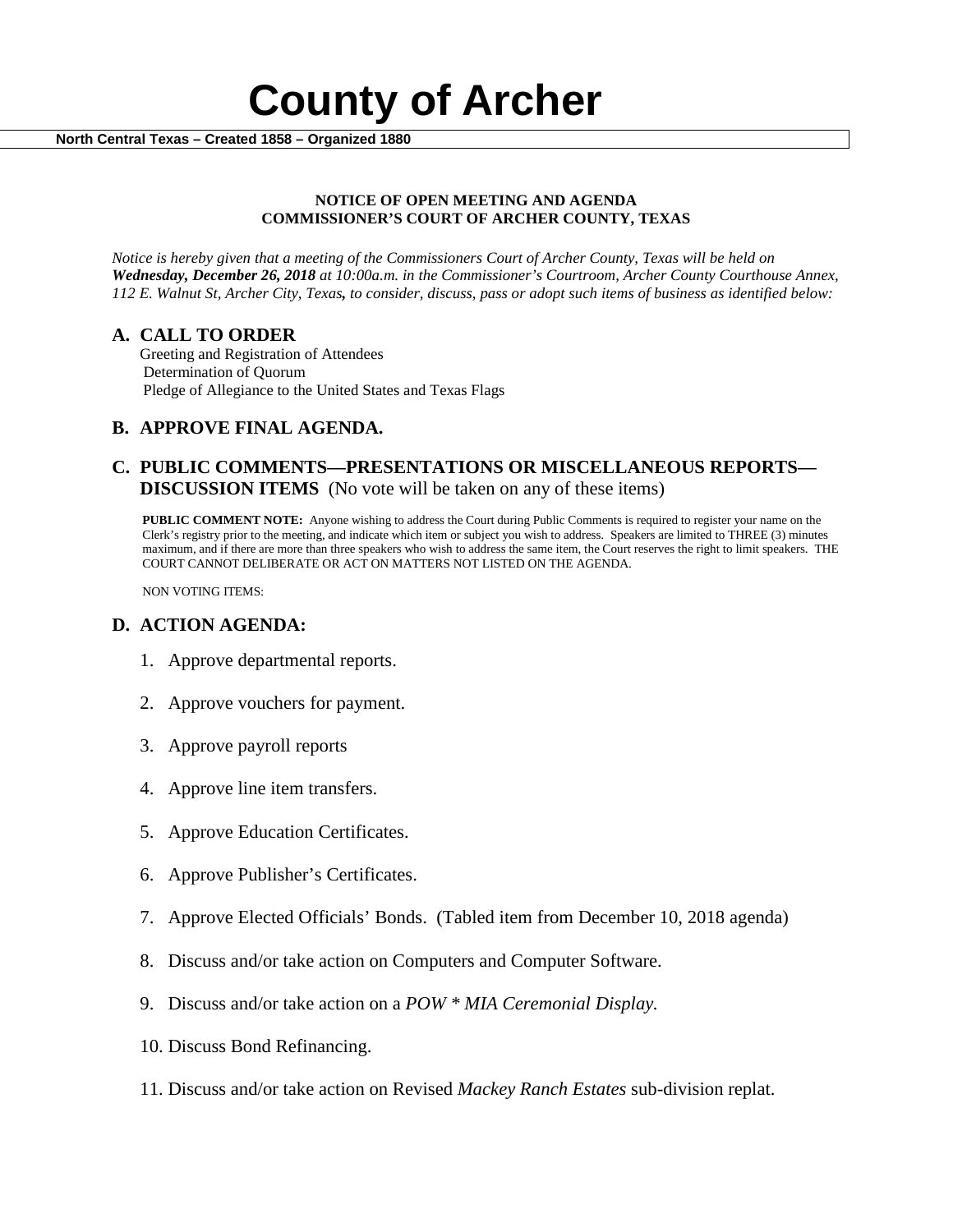# County of Archer

**North Central Texas – Created 1858 – Organized 1880**

**NOTICE OF OPEN MEETING AND AGENDA**
**COMMISSIONER'S COURT OF ARCHER COUNTY, TEXAS**

*Notice is hereby given that a meeting of the Commissioners Court of Archer County, Texas will be held on* ***Wednesday, December 26, 2018*** *at 10:00a.m. in the Commissioner's Courtroom, Archer County Courthouse Annex, 112 E. Walnut St, Archer City, Texas, to consider, discuss, pass or adopt such items of business as identified below:*

## A. CALL TO ORDER

Greeting and Registration of Attendees
Determination of Quorum
Pledge of Allegiance to the United States and Texas Flags

## B. APPROVE FINAL AGENDA.

## C. PUBLIC COMMENTS—PRESENTATIONS OR MISCELLANEOUS REPORTS—DISCUSSION ITEMS (No vote will be taken on any of these items)

**PUBLIC COMMENT NOTE:** Anyone wishing to address the Court during Public Comments is required to register your name on the Clerk's registry prior to the meeting, and indicate which item or subject you wish to address. Speakers are limited to THREE (3) minutes maximum, and if there are more than three speakers who wish to address the same item, the Court reserves the right to limit speakers. THE COURT CANNOT DELIBERATE OR ACT ON MATTERS NOT LISTED ON THE AGENDA.

NON VOTING ITEMS:

## D. ACTION AGENDA:

1. Approve departmental reports.
2. Approve vouchers for payment.
3. Approve payroll reports
4. Approve line item transfers.
5. Approve Education Certificates.
6. Approve Publisher's Certificates.
7. Approve Elected Officials' Bonds. (Tabled item from December 10, 2018 agenda)
8. Discuss and/or take action on Computers and Computer Software.
9. Discuss and/or take action on a *POW * MIA Ceremonial Display.*
10. Discuss Bond Refinancing.
11. Discuss and/or take action on Revised *Mackey Ranch Estates* sub-division replat.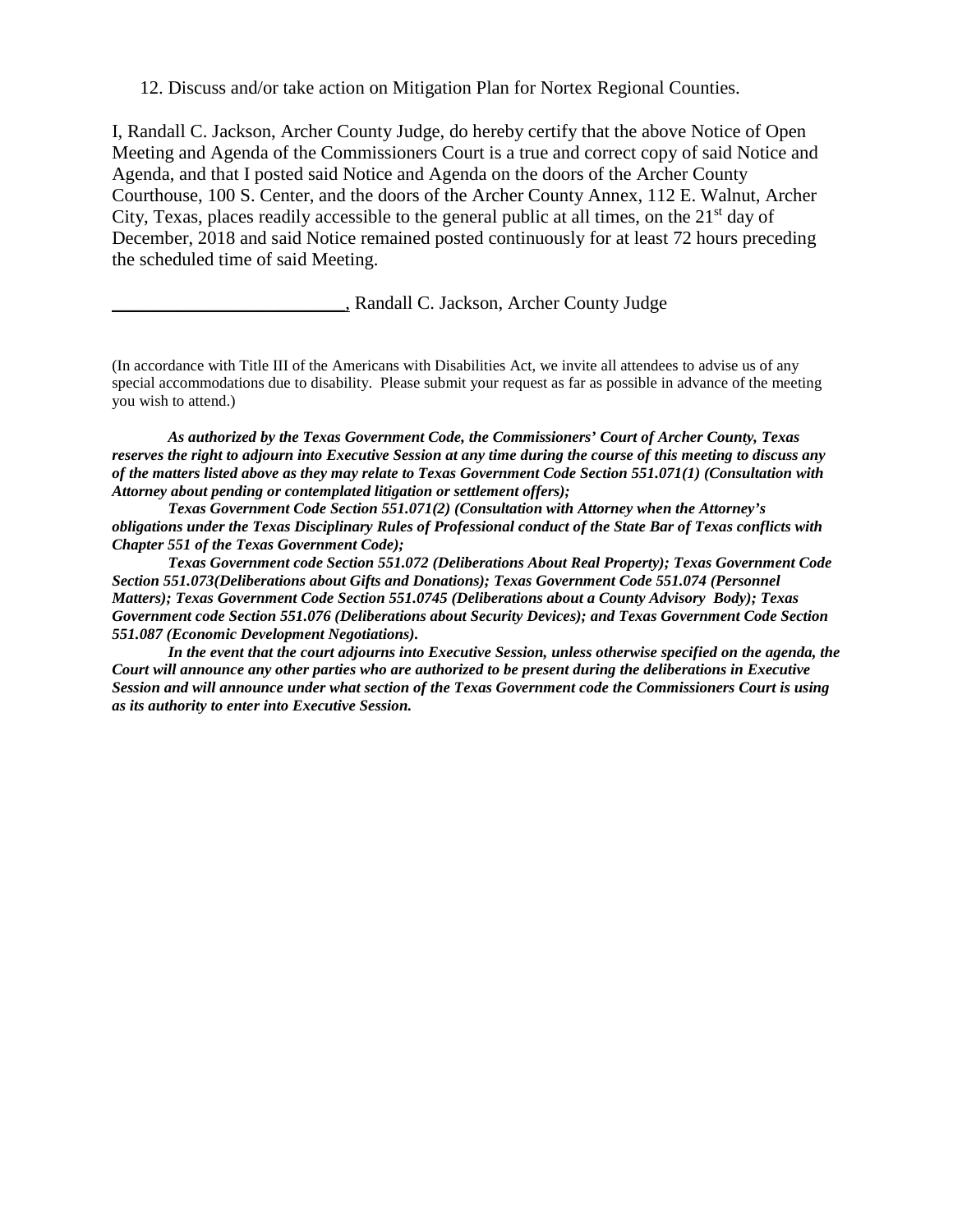12. Discuss and/or take action on Mitigation Plan for Nortex Regional Counties.

I, Randall C. Jackson, Archer County Judge, do hereby certify that the above Notice of Open Meeting and Agenda of the Commissioners Court is a true and correct copy of said Notice and Agenda, and that I posted said Notice and Agenda on the doors of the Archer County Courthouse, 100 S. Center, and the doors of the Archer County Annex, 112 E. Walnut, Archer City, Texas, places readily accessible to the general public at all times, on the 21st day of December, 2018 and said Notice remained posted continuously for at least 72 hours preceding the scheduled time of said Meeting.

__________________________, Randall C. Jackson, Archer County Judge

(In accordance with Title III of the Americans with Disabilities Act, we invite all attendees to advise us of any special accommodations due to disability. Please submit your request as far as possible in advance of the meeting you wish to attend.)

***As authorized by the Texas Government Code, the Commissioners' Court of Archer County, Texas reserves the right to adjourn into Executive Session at any time during the course of this meeting to discuss any of the matters listed above as they may relate to Texas Government Code Section 551.071(1) (Consultation with Attorney about pending or contemplated litigation or settlement offers);***

***Texas Government Code Section 551.071(2) (Consultation with Attorney when the Attorney's obligations under the Texas Disciplinary Rules of Professional conduct of the State Bar of Texas conflicts with Chapter 551 of the Texas Government Code);***

***Texas Government code Section 551.072 (Deliberations About Real Property); Texas Government Code Section 551.073(Deliberations about Gifts and Donations); Texas Government Code 551.074 (Personnel Matters); Texas Government Code Section 551.0745 (Deliberations about a County Advisory Body); Texas Government code Section 551.076 (Deliberations about Security Devices); and Texas Government Code Section 551.087 (Economic Development Negotiations).***

***In the event that the court adjourns into Executive Session, unless otherwise specified on the agenda, the Court will announce any other parties who are authorized to be present during the deliberations in Executive Session and will announce under what section of the Texas Government code the Commissioners Court is using as its authority to enter into Executive Session.***